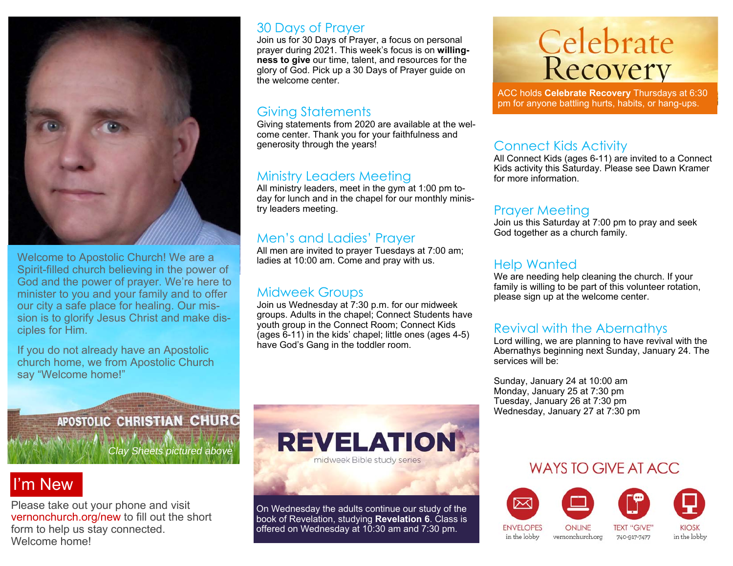Welcome to Apostolic Church! We are a Spirit-filled church believing in the power of God and the power of prayer. We're here to minister to you and your family and to offer our city a safe place for healing. Our mission is to glorify Jesus Christ and make disciples for Him.

If you do not already have an Apostolic church home, we from Apostolic Church say "Welcome home!"

APOSTOLIC CHRISTIAN CHURC

*Clay Sheets pictured above*

## I'm New

Please take out your phone and visit vernonchurch.org/new to fill out the short form to help us stay connected. Welcome home!

## 30 Days of Prayer

Join us for 30 Days of Prayer, a focus on personal prayer during 2021. This week's focus is on **willingness to give** our time, talent, and resources for the glory of God. Pick up a 30 Days of Prayer guide on the welcome center.

## Giving Statements

Giving statements from 2020 are available at the welcome center. Thank you for your faithfulness and generosity through the years!

## Ministry Leaders Meeting

All ministry leaders, meet in the gym at 1:00 pm today for lunch and in the chapel for our monthly ministry leaders meeting.

## Men's and Ladies' Prayer

All men are invited to prayer Tuesdays at 7:00 am; ladies at 10:00 am. Come and pray with us.

## Midweek Groups

Join us Wednesday at 7:30 p.m. for our midweek groups. Adults in the chapel; Connect Students have youth group in the Connect Room; Connect Kids (ages 6-11) in the kids' chapel; little ones (ages 4-5) have God's Gang in the toddler room.

## REVELATION

midweek Bible study series

On Wednesday the adults continue our study of the book of Revelation, studying **Revelation 6**. Class is offered on Wednesday at 10:30 am and 7:30 pm.

## Celebrate Recovery

ACC holds **Celebrate Recovery** Thursdays at 6:30 pm for anyone battling hurts, habits, or hang-ups.

## Connect Kids Activity

All Connect Kids (ages 6-11) are invited to a Connect Kids activity this Saturday. Please see Dawn Kramer for more information.

## Prayer Meeting

Join us this Saturday at 7:00 pm to pray and seek God together as a church family.

## Help Wanted

We are needing help cleaning the church. If your family is willing to be part of this volunteer rotation, please sign up at the welcome center.

## Revival with the Abernathys

Lord willing, we are planning to have revival with the Abernathys beginning next Sunday, January 24. The services will be:

Sunday, January 24 at 10:00 am
Monday, January 25 at 7:30 pm
Tuesday, January 26 at 7:30 pm
Wednesday, January 27 at 7:30 pm

## WAYS TO GIVE AT ACC

- ENVELOPES in the lobby
- ONLINE vernonchurch.org
- TEXT "GIVE" 740-917-7477
- KIOSK in the lobby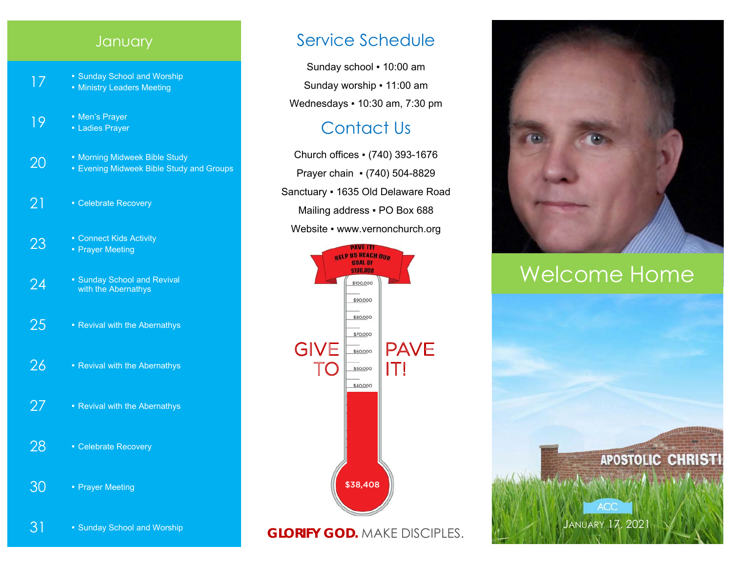## January

| | |
|---|---|
| 17 | ▪ Sunday School and Worship<br>▪ Ministry Leaders Meeting |
| 19 | ▪ Men's Prayer<br>▪ Ladies Prayer |
| 20 | ▪ Morning Midweek Bible Study<br>▪ Evening Midweek Bible Study and Groups |
| 21 | ▪ Celebrate Recovery |
| 23 | ▪ Connect Kids Activity<br>▪ Prayer Meeting |
| 24 | ▪ Sunday School and Revival with the Abernathys |
| 25 | ▪ Revival with the Abernathys |
| 26 | ▪ Revival with the Abernathys |
| 27 | ▪ Revival with the Abernathys |
| 28 | ▪ Celebrate Recovery |
| 30 | ▪ Prayer Meeting |
| 31 | ▪ Sunday School and Worship |

## Service Schedule

Sunday school ▪ 10:00 am

Sunday worship ▪ 11:00 am

Wednesdays ▪ 10:30 am, 7:30 pm

## Contact Us

Church offices ▪ (740) 393-1676

Prayer chain ▪ (740) 504-8829

Sanctuary ▪ 1635 Old Delaware Road

Mailing address ▪ PO Box 688

Website ▪ www.vernonchurch.org

PAVE IT! HELP US REACH OUR GOAL OF $100,000

$100,000
$90,000
$80,000
$70,000
$60,000
$50,000
$40,000

GIVE TO PAVE IT!

$38,408

**GLORIFY GOD.** MAKE DISCIPLES.

# Welcome Home

APOSTOLIC CHRISTI

ACC

JANUARY 17, 2021